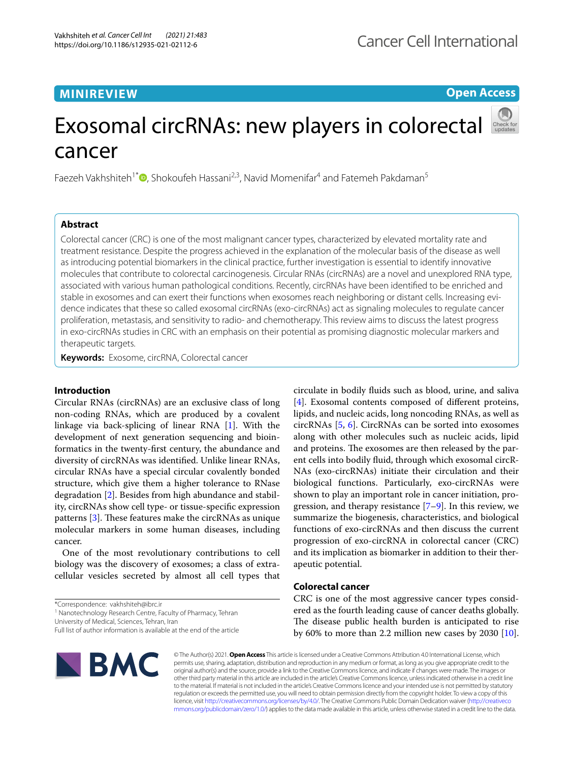MINIREVIEW

Open Access

# Exosomal circRNAs: new players in colorectal cancer

Faezeh Vakhshiteh[1*], Shokoufeh Hassani[2,3], Navid Momenifar[4] and Fatemeh Pakdaman[5]

## Abstract

Colorectal cancer (CRC) is one of the most malignant cancer types, characterized by elevated mortality rate and treatment resistance. Despite the progress achieved in the explanation of the molecular basis of the disease as well as introducing potential biomarkers in the clinical practice, further investigation is essential to identify innovative molecules that contribute to colorectal carcinogenesis. Circular RNAs (circRNAs) are a novel and unexplored RNA type, associated with various human pathological conditions. Recently, circRNAs have been identified to be enriched and stable in exosomes and can exert their functions when exosomes reach neighboring or distant cells. Increasing evidence indicates that these so called exosomal circRNAs (exo-circRNAs) act as signaling molecules to regulate cancer proliferation, metastasis, and sensitivity to radio- and chemotherapy. This review aims to discuss the latest progress in exo-circRNAs studies in CRC with an emphasis on their potential as promising diagnostic molecular markers and therapeutic targets.

**Keywords:** Exosome, circRNA, Colorectal cancer

## Introduction

Circular RNAs (circRNAs) are an exclusive class of long non-coding RNAs, which are produced by a covalent linkage via back-splicing of linear RNA [1]. With the development of next generation sequencing and bioinformatics in the twenty-first century, the abundance and diversity of circRNAs was identified. Unlike linear RNAs, circular RNAs have a special circular covalently bonded structure, which give them a higher tolerance to RNase degradation [2]. Besides from high abundance and stability, circRNAs show cell type- or tissue-specific expression patterns [3]. These features make the circRNAs as unique molecular markers in some human diseases, including cancer.

One of the most revolutionary contributions to cell biology was the discovery of exosomes; a class of extracellular vesicles secreted by almost all cell types that circulate in bodily fluids such as blood, urine, and saliva [4]. Exosomal contents composed of different proteins, lipids, and nucleic acids, long noncoding RNAs, as well as circRNAs [5, 6]. CircRNAs can be sorted into exosomes along with other molecules such as nucleic acids, lipid and proteins. The exosomes are then released by the parent cells into bodily fluid, through which exosomal circRNAs (exo-circRNAs) initiate their circulation and their biological functions. Particularly, exo-circRNAs were shown to play an important role in cancer initiation, progression, and therapy resistance [7–9]. In this review, we summarize the biogenesis, characteristics, and biological functions of exo-circRNAs and then discuss the current progression of exo-circRNA in colorectal cancer (CRC) and its implication as biomarker in addition to their therapeutic potential.

## Colorectal cancer

CRC is one of the most aggressive cancer types considered as the fourth leading cause of cancer deaths globally. The disease public health burden is anticipated to rise by 60% to more than 2.2 million new cases by 2030 [10].

*Correspondence: vakhshiteh@ibrc.ir
[1] Nanotechnology Research Centre, Faculty of Pharmacy, Tehran University of Medical, Sciences, Tehran, Iran
Full list of author information is available at the end of the article

© The Author(s) 2021. **Open Access** This article is licensed under a Creative Commons Attribution 4.0 International License, which permits use, sharing, adaptation, distribution and reproduction in any medium or format, as long as you give appropriate credit to the original author(s) and the source, provide a link to the Creative Commons licence, and indicate if changes were made. The images or other third party material in this article are included in the article's Creative Commons licence, unless indicated otherwise in a credit line to the material. If material is not included in the article's Creative Commons licence and your intended use is not permitted by statutory regulation or exceeds the permitted use, you will need to obtain permission directly from the copyright holder. To view a copy of this licence, visit http://creativecommons.org/licenses/by/4.0/. The Creative Commons Public Domain Dedication waiver (http://creativecommons.org/publicdomain/zero/1.0/) applies to the data made available in this article, unless otherwise stated in a credit line to the data.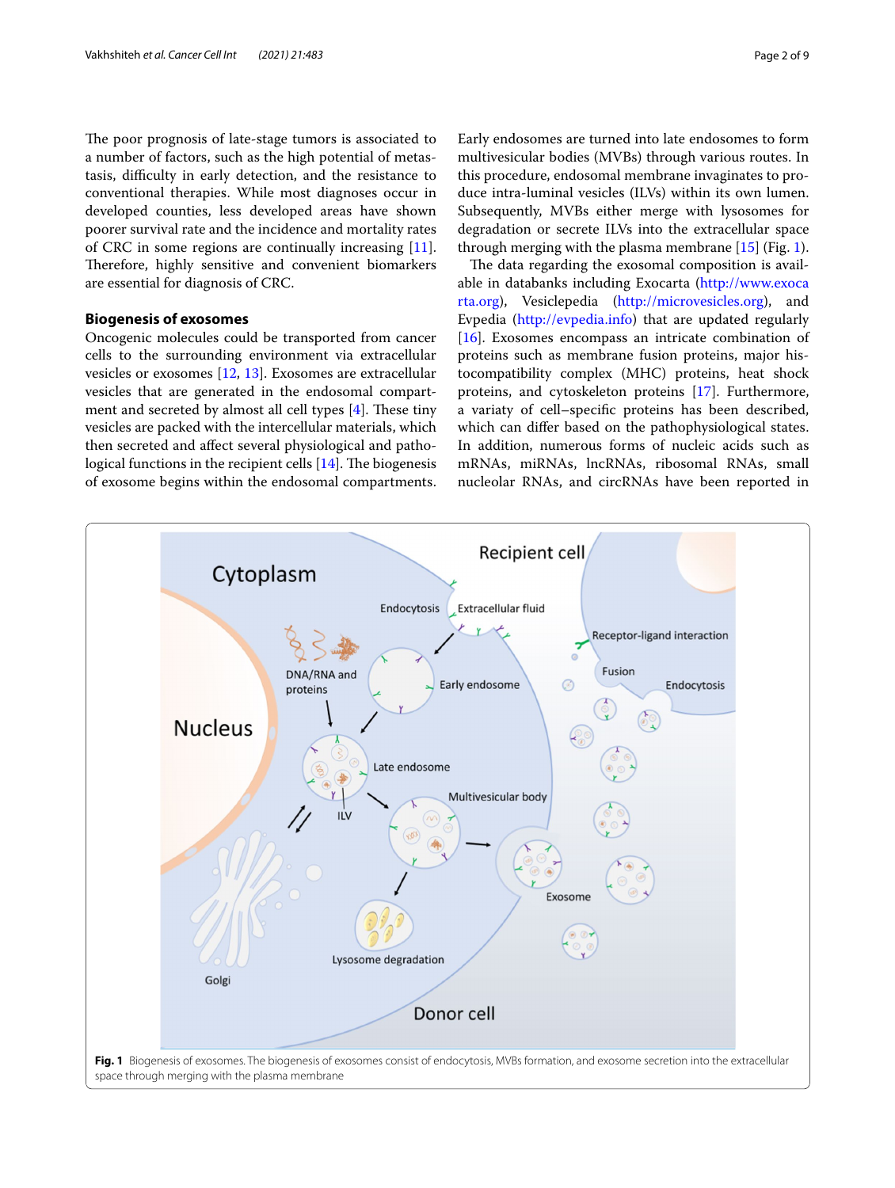The poor prognosis of late-stage tumors is associated to a number of factors, such as the high potential of metastasis, difficulty in early detection, and the resistance to conventional therapies. While most diagnoses occur in developed counties, less developed areas have shown poorer survival rate and the incidence and mortality rates of CRC in some regions are continually increasing [11]. Therefore, highly sensitive and convenient biomarkers are essential for diagnosis of CRC.

## Biogenesis of exosomes

Oncogenic molecules could be transported from cancer cells to the surrounding environment via extracellular vesicles or exosomes [12, 13]. Exosomes are extracellular vesicles that are generated in the endosomal compartment and secreted by almost all cell types [4]. These tiny vesicles are packed with the intercellular materials, which then secreted and affect several physiological and pathological functions in the recipient cells [14]. The biogenesis of exosome begins within the endosomal compartments. Early endosomes are turned into late endosomes to form multivesicular bodies (MVBs) through various routes. In this procedure, endosomal membrane invaginates to produce intra-luminal vesicles (ILVs) within its own lumen. Subsequently, MVBs either merge with lysosomes for degradation or secrete ILVs into the extracellular space through merging with the plasma membrane [15] (Fig. 1).

The data regarding the exosomal composition is available in databanks including Exocarta (http://www.exocarta.org), Vesiclepedia (http://microvesicles.org), and Evpedia (http://evpedia.info) that are updated regularly [16]. Exosomes encompass an intricate combination of proteins such as membrane fusion proteins, major histocompatibility complex (MHC) proteins, heat shock proteins, and cytoskeleton proteins [17]. Furthermore, a variaty of cell–specific proteins has been described, which can differ based on the pathophysiological states. In addition, numerous forms of nucleic acids such as mRNAs, miRNAs, lncRNAs, ribosomal RNAs, small nucleolar RNAs, and circRNAs have been reported in

**Fig. 1** Biogenesis of exosomes. The biogenesis of exosomes consist of endocytosis, MVBs formation, and exosome secretion into the extracellular space through merging with the plasma membrane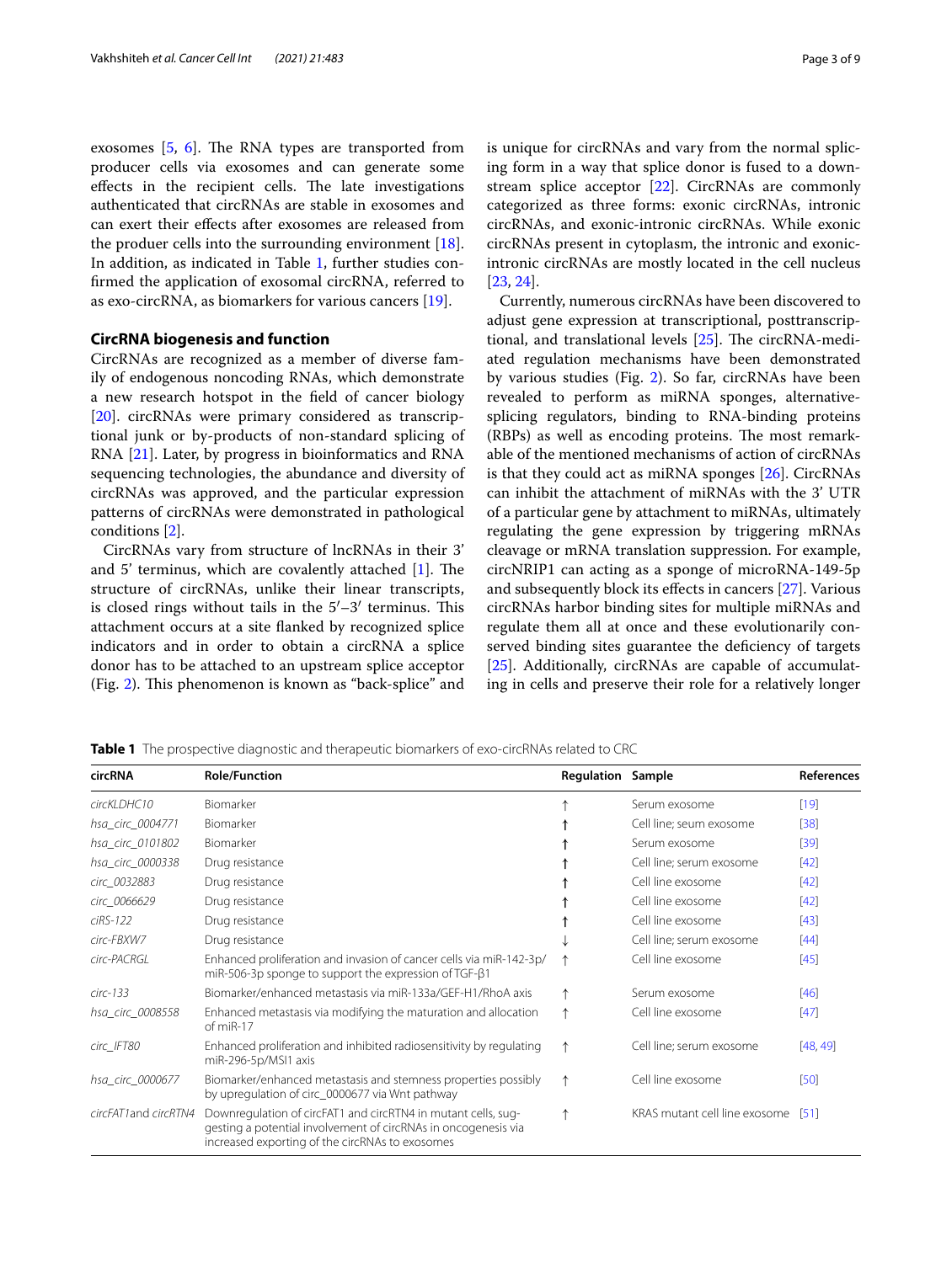exosomes [5, 6]. The RNA types are transported from producer cells via exosomes and can generate some effects in the recipient cells. The late investigations authenticated that circRNAs are stable in exosomes and can exert their effects after exosomes are released from the produer cells into the surrounding environment [18]. In addition, as indicated in Table 1, further studies confirmed the application of exosomal circRNA, referred to as exo-circRNA, as biomarkers for various cancers [19].

## CircRNA biogenesis and function

CircRNAs are recognized as a member of diverse family of endogenous noncoding RNAs, which demonstrate a new research hotspot in the field of cancer biology [20]. circRNAs were primary considered as transcriptional junk or by-products of non-standard splicing of RNA [21]. Later, by progress in bioinformatics and RNA sequencing technologies, the abundance and diversity of circRNAs was approved, and the particular expression patterns of circRNAs were demonstrated in pathological conditions [2].

CircRNAs vary from structure of lncRNAs in their 3′ and 5′ terminus, which are covalently attached [1]. The structure of circRNAs, unlike their linear transcripts, is closed rings without tails in the 5′–3′ terminus. This attachment occurs at a site flanked by recognized splice indicators and in order to obtain a circRNA a splice donor has to be attached to an upstream splice acceptor (Fig. 2). This phenomenon is known as "back-splice" and is unique for circRNAs and vary from the normal splicing form in a way that splice donor is fused to a downstream splice acceptor [22]. CircRNAs are commonly categorized as three forms: exonic circRNAs, intronic circRNAs, and exonic-intronic circRNAs. While exonic circRNAs present in cytoplasm, the intronic and exonic-intronic circRNAs are mostly located in the cell nucleus [23, 24].

Currently, numerous circRNAs have been discovered to adjust gene expression at transcriptional, posttranscriptional, and translational levels [25]. The circRNA-mediated regulation mechanisms have been demonstrated by various studies (Fig. 2). So far, circRNAs have been revealed to perform as miRNA sponges, alternative-splicing regulators, binding to RNA-binding proteins (RBPs) as well as encoding proteins. The most remarkable of the mentioned mechanisms of action of circRNAs is that they could act as miRNA sponges [26]. CircRNAs can inhibit the attachment of miRNAs with the 3′ UTR of a particular gene by attachment to miRNAs, ultimately regulating the gene expression by triggering mRNAs cleavage or mRNA translation suppression. For example, circNRIP1 can acting as a sponge of microRNA-149-5p and subsequently block its effects in cancers [27]. Various circRNAs harbor binding sites for multiple miRNAs and regulate them all at once and these evolutionarily conserved binding sites guarantee the deficiency of targets [25]. Additionally, circRNAs are capable of accumulating in cells and preserve their role for a relatively longer

**Table 1** The prospective diagnostic and therapeutic biomarkers of exo-circRNAs related to CRC

| circRNA | Role/Function | Regulation | Sample | References |
|---|---|---|---|---|
| *circKLDHC10* | Biomarker | ↑ | Serum exosome | [19] |
| *hsa_circ_0004771* | Biomarker | ↑ | Cell line; seum exosome | [38] |
| *hsa_circ_0101802* | Biomarker | ↑ | Serum exosome | [39] |
| *hsa_circ_0000338* | Drug resistance | ↑ | Cell line; serum exosome | [42] |
| *circ_0032883* | Drug resistance | ↑ | Cell line exosome | [42] |
| *circ_0066629* | Drug resistance | ↑ | Cell line exosome | [42] |
| *ciRS-122* | Drug resistance | ↑ | Cell line exosome | [43] |
| *circ-FBXW7* | Drug resistance | ↓ | Cell line; serum exosome | [44] |
| *circ-PACRGL* | Enhanced proliferation and invasion of cancer cells via miR-142-3p/miR-506-3p sponge to support the expression of TGF-β1 | ↑ | Cell line exosome | [45] |
| *circ-133* | Biomarker/enhanced metastasis via miR-133a/GEF-H1/RhoA axis | ↑ | Serum exosome | [46] |
| *hsa_circ_0008558* | Enhanced metastasis via modifying the maturation and allocation of miR-17 | ↑ | Cell line exosome | [47] |
| *circ_IFT80* | Enhanced proliferation and inhibited radiosensitivity by regulating miR-296-5p/MSI1 axis | ↑ | Cell line; serum exosome | [48, 49] |
| *hsa_circ_0000677* | Biomarker/enhanced metastasis and stemness properties possibly by upregulation of circ_0000677 via Wnt pathway | ↑ | Cell line exosome | [50] |
| *circFAT1and circRTN4* | Downregulation of circFAT1 and circRTN4 in mutant cells, suggesting a potential involvement of circRNAs in oncogenesis via increased exporting of the circRNAs to exosomes | ↑ | KRAS mutant cell line exosome | [51] |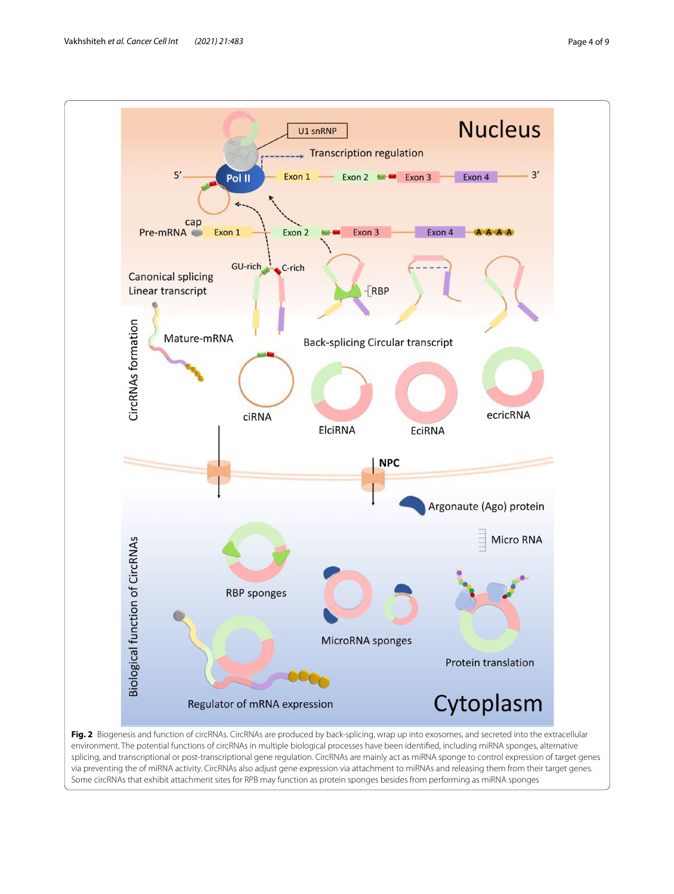**Fig. 2** Biogenesis and function of circRNAs. CircRNAs are produced by back-splicing, wrap up into exosomes, and secreted into the extracellular environment. The potential functions of circRNAs in multiple biological processes have been identified, including miRNA sponges, alternative splicing, and transcriptional or post-transcriptional gene regulation. CircRNAs are mainly act as miRNA sponge to control expression of target genes via preventing the of miRNA activity. CircRNAs also adjust gene expression via attachment to miRNAs and releasing them from their target genes. Some circRNAs that exhibit attachment sites for RPB may function as protein sponges besides from performing as miRNA sponges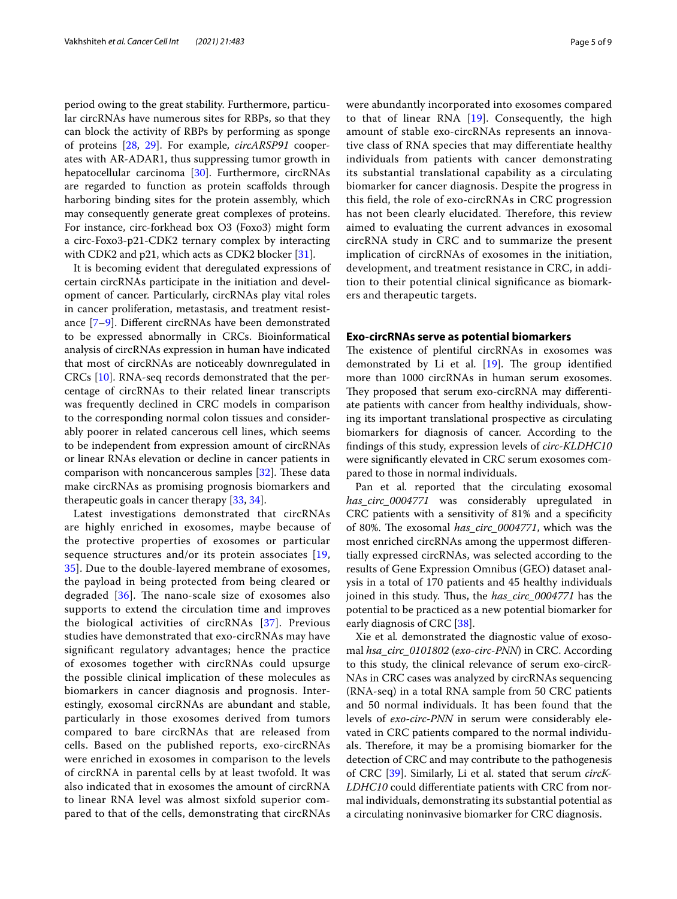period owing to the great stability. Furthermore, particular circRNAs have numerous sites for RBPs, so that they can block the activity of RBPs by performing as sponge of proteins [28, 29]. For example, *circARSP91* cooperates with AR-ADAR1, thus suppressing tumor growth in hepatocellular carcinoma [30]. Furthermore, circRNAs are regarded to function as protein scaffolds through harboring binding sites for the protein assembly, which may consequently generate great complexes of proteins. For instance, circ-forkhead box O3 (Foxo3) might form a circ-Foxo3-p21-CDK2 ternary complex by interacting with CDK2 and p21, which acts as CDK2 blocker [31].

It is becoming evident that deregulated expressions of certain circRNAs participate in the initiation and development of cancer. Particularly, circRNAs play vital roles in cancer proliferation, metastasis, and treatment resistance [7–9]. Different circRNAs have been demonstrated to be expressed abnormally in CRCs. Bioinformatical analysis of circRNAs expression in human have indicated that most of circRNAs are noticeably downregulated in CRCs [10]. RNA-seq records demonstrated that the percentage of circRNAs to their related linear transcripts was frequently declined in CRC models in comparison to the corresponding normal colon tissues and considerably poorer in related cancerous cell lines, which seems to be independent from expression amount of circRNAs or linear RNAs elevation or decline in cancer patients in comparison with noncancerous samples [32]. These data make circRNAs as promising prognosis biomarkers and therapeutic goals in cancer therapy [33, 34].

Latest investigations demonstrated that circRNAs are highly enriched in exosomes, maybe because of the protective properties of exosomes or particular sequence structures and/or its protein associates [19, 35]. Due to the double-layered membrane of exosomes, the payload in being protected from being cleared or degraded [36]. The nano-scale size of exosomes also supports to extend the circulation time and improves the biological activities of circRNAs [37]. Previous studies have demonstrated that exo-circRNAs may have significant regulatory advantages; hence the practice of exosomes together with circRNAs could upsurge the possible clinical implication of these molecules as biomarkers in cancer diagnosis and prognosis. Interestingly, exosomal circRNAs are abundant and stable, particularly in those exosomes derived from tumors compared to bare circRNAs that are released from cells. Based on the published reports, exo-circRNAs were enriched in exosomes in comparison to the levels of circRNA in parental cells by at least twofold. It was also indicated that in exosomes the amount of circRNA to linear RNA level was almost sixfold superior compared to that of the cells, demonstrating that circRNAs were abundantly incorporated into exosomes compared to that of linear RNA [19]. Consequently, the high amount of stable exo-circRNAs represents an innovative class of RNA species that may differentiate healthy individuals from patients with cancer demonstrating its substantial translational capability as a circulating biomarker for cancer diagnosis. Despite the progress in this field, the role of exo-circRNAs in CRC progression has not been clearly elucidated. Therefore, this review aimed to evaluating the current advances in exosomal circRNA study in CRC and to summarize the present implication of circRNAs of exosomes in the initiation, development, and treatment resistance in CRC, in addition to their potential clinical significance as biomarkers and therapeutic targets.

## Exo-circRNAs serve as potential biomarkers

The existence of plentiful circRNAs in exosomes was demonstrated by Li et al. [19]. The group identified more than 1000 circRNAs in human serum exosomes. They proposed that serum exo-circRNA may differentiate patients with cancer from healthy individuals, showing its important translational prospective as circulating biomarkers for diagnosis of cancer. According to the findings of this study, expression levels of *circ-KLDHC10* were significantly elevated in CRC serum exosomes compared to those in normal individuals.

Pan et al*.* reported that the circulating exosomal *has_circ_0004771* was considerably upregulated in CRC patients with a sensitivity of 81% and a specificity of 80%. The exosomal *has_circ_0004771*, which was the most enriched circRNAs among the uppermost differentially expressed circRNAs, was selected according to the results of Gene Expression Omnibus (GEO) dataset analysis in a total of 170 patients and 45 healthy individuals joined in this study. Thus, the *has_circ_0004771* has the potential to be practiced as a new potential biomarker for early diagnosis of CRC [38].

Xie et al*.* demonstrated the diagnostic value of exosomal *hsa_circ_0101802* (*exo-circ-PNN*) in CRC. According to this study, the clinical relevance of serum exo-circRNAs in CRC cases was analyzed by circRNAs sequencing (RNA-seq) in a total RNA sample from 50 CRC patients and 50 normal individuals. It has been found that the levels of *exo-circ-PNN* in serum were considerably elevated in CRC patients compared to the normal individuals. Therefore, it may be a promising biomarker for the detection of CRC and may contribute to the pathogenesis of CRC [39]. Similarly, Li et al. stated that serum *circKLDHC10* could differentiate patients with CRC from normal individuals, demonstrating its substantial potential as a circulating noninvasive biomarker for CRC diagnosis.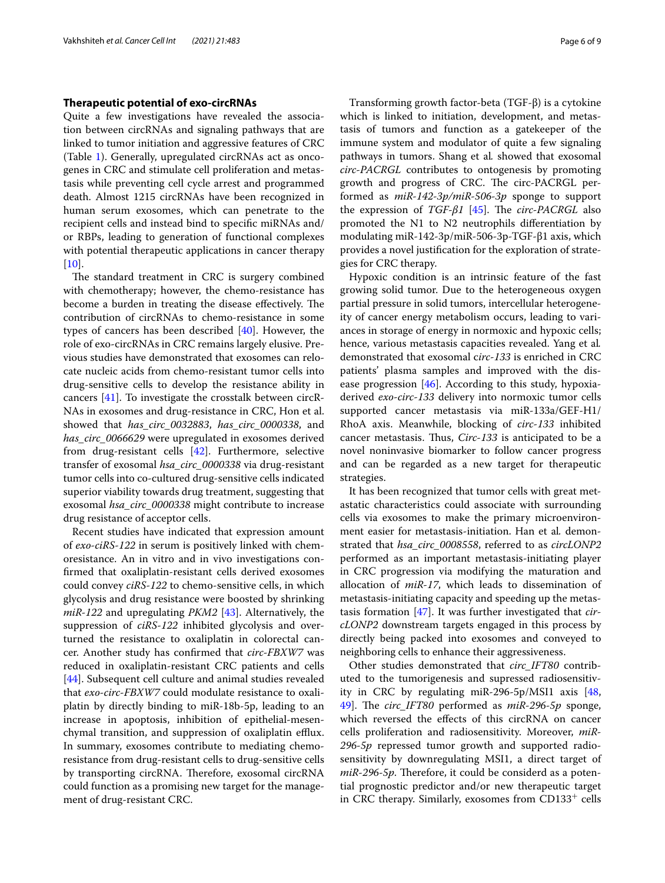## Therapeutic potential of exo-circRNAs

Quite a few investigations have revealed the association between circRNAs and signaling pathways that are linked to tumor initiation and aggressive features of CRC (Table 1). Generally, upregulated circRNAs act as oncogenes in CRC and stimulate cell proliferation and metastasis while preventing cell cycle arrest and programmed death. Almost 1215 circRNAs have been recognized in human serum exosomes, which can penetrate to the recipient cells and instead bind to specific miRNAs and/or RBPs, leading to generation of functional complexes with potential therapeutic applications in cancer therapy [10].

The standard treatment in CRC is surgery combined with chemotherapy; however, the chemo-resistance has become a burden in treating the disease effectively. The contribution of circRNAs to chemo-resistance in some types of cancers has been described [40]. However, the role of exo-circRNAs in CRC remains largely elusive. Previous studies have demonstrated that exosomes can relocate nucleic acids from chemo-resistant tumor cells into drug-sensitive cells to develop the resistance ability in cancers [41]. To investigate the crosstalk between circRNAs in exosomes and drug-resistance in CRC, Hon et al. showed that *has_circ_0032883*, *has_circ_0000338*, and *has_circ_0066629* were upregulated in exosomes derived from drug-resistant cells [42]. Furthermore, selective transfer of exosomal *hsa_circ_0000338* via drug-resistant tumor cells into co-cultured drug-sensitive cells indicated superior viability towards drug treatment, suggesting that exosomal *hsa_circ_0000338* might contribute to increase drug resistance of acceptor cells.

Recent studies have indicated that expression amount of *exo-ciRS-122* in serum is positively linked with chemoresistance. An in vitro and in vivo investigations confirmed that oxaliplatin-resistant cells derived exosomes could convey *ciRS-122* to chemo-sensitive cells, in which glycolysis and drug resistance were boosted by shrinking *miR-122* and upregulating *PKM2* [43]. Alternatively, the suppression of *ciRS-122* inhibited glycolysis and overturned the resistance to oxaliplatin in colorectal cancer. Another study has confirmed that *circ-FBXW7* was reduced in oxaliplatin-resistant CRC patients and cells [44]. Subsequent cell culture and animal studies revealed that *exo-circ-FBXW7* could modulate resistance to oxaliplatin by directly binding to miR-18b-5p, leading to an increase in apoptosis, inhibition of epithelial-mesenchymal transition, and suppression of oxaliplatin efflux. In summary, exosomes contribute to mediating chemoresistance from drug-resistant cells to drug-sensitive cells by transporting circRNA. Therefore, exosomal circRNA could function as a promising new target for the management of drug-resistant CRC.

Transforming growth factor-beta (TGF-β) is a cytokine which is linked to initiation, development, and metastasis of tumors and function as a gatekeeper of the immune system and modulator of quite a few signaling pathways in tumors. Shang et al. showed that exosomal *circ-PACRGL* contributes to ontogenesis by promoting growth and progress of CRC. The circ-PACRGL performed as *miR-142-3p/miR-506-3p* sponge to support the expression of *TGF-β1* [45]. The *circ-PACRGL* also promoted the N1 to N2 neutrophils differentiation by modulating miR-142-3p/miR-506-3p-TGF-β1 axis, which provides a novel justification for the exploration of strategies for CRC therapy.

Hypoxic condition is an intrinsic feature of the fast growing solid tumor. Due to the heterogeneous oxygen partial pressure in solid tumors, intercellular heterogeneity of cancer energy metabolism occurs, leading to variances in storage of energy in normoxic and hypoxic cells; hence, various metastasis capacities revealed. Yang et al. demonstrated that exosomal c*irc-133* is enriched in CRC patients' plasma samples and improved with the disease progression [46]. According to this study, hypoxia-derived *exo-circ-133* delivery into normoxic tumor cells supported cancer metastasis via miR-133a/GEF-H1/RhoA axis. Meanwhile, blocking of *circ-133* inhibited cancer metastasis. Thus, *Circ-133* is anticipated to be a novel noninvasive biomarker to follow cancer progress and can be regarded as a new target for therapeutic strategies.

It has been recognized that tumor cells with great metastatic characteristics could associate with surrounding cells via exosomes to make the primary microenvironment easier for metastasis-initiation. Han et al. demonstrated that *hsa_circ_0008558*, referred to as *circLONP2* performed as an important metastasis-initiating player in CRC progression via modifying the maturation and allocation of *miR-17*, which leads to dissemination of metastasis-initiating capacity and speeding up the metastasis formation [47]. It was further investigated that *circLONP2* downstream targets engaged in this process by directly being packed into exosomes and conveyed to neighboring cells to enhance their aggressiveness.

Other studies demonstrated that *circ_IFT80* contributed to the tumorigenesis and supressed radiosensitivity in CRC by regulating miR-296-5p/MSI1 axis [48, 49]. The *circ_IFT80* performed as *miR-296-5p* sponge, which reversed the effects of this circRNA on cancer cells proliferation and radiosensitivity. Moreover, *miR-296-5p* repressed tumor growth and supported radiosensitivity by downregulating MSI1, a direct target of *miR-296-5p*. Therefore, it could be considerd as a potential prognostic predictor and/or new therapeutic target in CRC therapy. Similarly, exosomes from $CD133^{+}$ cells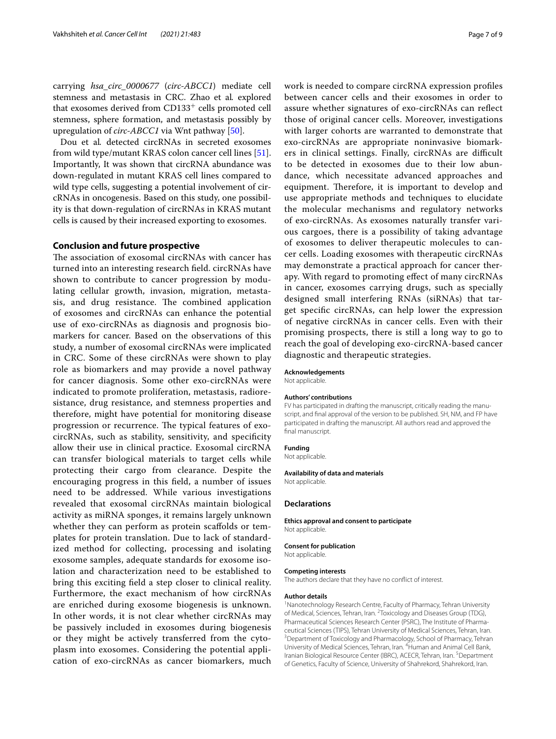carrying *hsa_circ_0000677* (*circ-ABCC1*) mediate cell stemness and metastasis in CRC. Zhao et al*.* explored that exosomes derived from $CD133^+$ cells promoted cell stemness, sphere formation, and metastasis possibly by upregulation of *circ-ABCC1* via Wnt pathway [50].

Dou et al*.* detected circRNAs in secreted exosomes from wild type/mutant KRAS colon cancer cell lines [51]. Importantly, It was shown that circRNA abundance was down-regulated in mutant KRAS cell lines compared to wild type cells, suggesting a potential involvement of circRNAs in oncogenesis. Based on this study, one possibility is that down-regulation of circRNAs in KRAS mutant cells is caused by their increased exporting to exosomes.

## Conclusion and future prospective

The association of exosomal circRNAs with cancer has turned into an interesting research field. circRNAs have shown to contribute to cancer progression by modulating cellular growth, invasion, migration, metastasis, and drug resistance. The combined application of exosomes and circRNAs can enhance the potential use of exo-circRNAs as diagnosis and prognosis biomarkers for cancer. Based on the observations of this study, a number of exosomal circRNAs were implicated in CRC. Some of these circRNAs were shown to play role as biomarkers and may provide a novel pathway for cancer diagnosis. Some other exo-circRNAs were indicated to promote proliferation, metastasis, radioresistance, drug resistance, and stemness properties and therefore, might have potential for monitoring disease progression or recurrence. The typical features of exo-circRNAs, such as stability, sensitivity, and specificity allow their use in clinical practice. Exosomal circRNA can transfer biological materials to target cells while protecting their cargo from clearance. Despite the encouraging progress in this field, a number of issues need to be addressed. While various investigations revealed that exosomal circRNAs maintain biological activity as miRNA sponges, it remains largely unknown whether they can perform as protein scaffolds or templates for protein translation. Due to lack of standardized method for collecting, processing and isolating exosome samples, adequate standards for exosome isolation and characterization need to be established to bring this exciting field a step closer to clinical reality. Furthermore, the exact mechanism of how circRNAs are enriched during exosome biogenesis is unknown. In other words, it is not clear whether circRNAs may be passively included in exosomes during biogenesis or they might be actively transferred from the cytoplasm into exosomes. Considering the potential application of exo-circRNAs as cancer biomarkers, much work is needed to compare circRNA expression profiles between cancer cells and their exosomes in order to assure whether signatures of exo-circRNAs can reflect those of original cancer cells. Moreover, investigations with larger cohorts are warranted to demonstrate that exo-circRNAs are appropriate noninvasive biomarkers in clinical settings. Finally, circRNAs are difficult to be detected in exosomes due to their low abundance, which necessitate advanced approaches and equipment. Therefore, it is important to develop and use appropriate methods and techniques to elucidate the molecular mechanisms and regulatory networks of exo-circRNAs. As exosomes naturally transfer various cargoes, there is a possibility of taking advantage of exosomes to deliver therapeutic molecules to cancer cells. Loading exosomes with therapeutic circRNAs may demonstrate a practical approach for cancer therapy. With regard to promoting effect of many circRNAs in cancer, exosomes carrying drugs, such as specially designed small interfering RNAs (siRNAs) that target specific circRNAs, can help lower the expression of negative circRNAs in cancer cells. Even with their promising prospects, there is still a long way to go to reach the goal of developing exo-circRNA-based cancer diagnostic and therapeutic strategies.

**Acknowledgements**

Not applicable.

**Authors' contributions**

FV has participated in drafting the manuscript, critically reading the manuscript, and final approval of the version to be published. SH, NM, and FP have participated in drafting the manuscript. All authors read and approved the final manuscript.

**Funding**

Not applicable.

**Availability of data and materials**

Not applicable.

## Declarations

**Ethics approval and consent to participate**

Not applicable.

**Consent for publication**

Not applicable.

**Competing interests**

The authors declare that they have no conflict of interest.

**Author details**

[1] Nanotechnology Research Centre, Faculty of Pharmacy, Tehran University of Medical, Sciences, Tehran, Iran. [2] Toxicology and Diseases Group (TDG), Pharmaceutical Sciences Research Center (PSRC), The Institute of Pharmaceutical Sciences (TIPS), Tehran University of Medical Sciences, Tehran, Iran. [3] Department of Toxicology and Pharmacology, School of Pharmacy, Tehran University of Medical Sciences, Tehran, Iran. [4] Human and Animal Cell Bank, Iranian Biological Resource Center (IBRC), ACECR, Tehran, Iran. [5] Department of Genetics, Faculty of Science, University of Shahrekord, Shahrekord, Iran.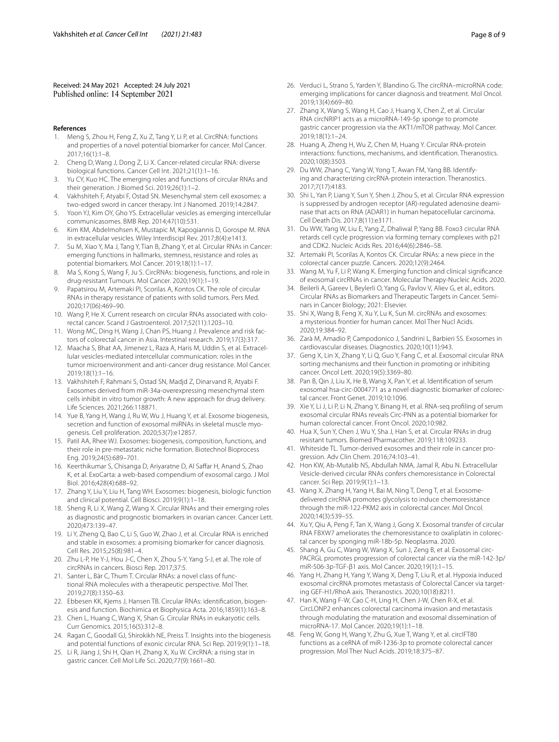Received: 24 May 2021 Accepted: 24 July 2021
Published online: 14 September 2021

**References**

1. Meng S, Zhou H, Feng Z, Xu Z, Tang Y, Li P, et al. CircRNA: functions and properties of a novel potential biomarker for cancer. Mol Cancer. 2017;16(1):1–8.
2. Cheng D, Wang J, Dong Z, Li X. Cancer-related circular RNA: diverse biological functions. Cancer Cell Int. 2021;21(1):1–16.
3. Yu CY, Kuo HC. The emerging roles and functions of circular RNAs and their generation. J Biomed Sci. 2019;26(1):1–2.
4. Vakhshiteh F, Atyabi F, Ostad SN. Mesenchymal stem cell exosomes: a two-edged sword in cancer therapy. Int J Nanomed. 2019;14:2847.
5. Yoon YJ, Kim OY, Gho YS. Extracellular vesicles as emerging intercellular communicasomes. BMB Rep. 2014;47(10):531.
6. Kim KM, Abdelmohsen K, Mustapic M, Kapogiannis D, Gorospe M. RNA in extracellular vesicles. Wiley Interdiscipl Rev. 2017;8(4):e1413.
7. Su M, Xiao Y, Ma J, Tang Y, Tian B, Zhang Y, et al. Circular RNAs in Cancer: emerging functions in hallmarks, stemness, resistance and roles as potential biomarkers. Mol Cancer. 2019;18(1):1–17.
8. Ma S, Kong S, Wang F, Ju S. CircRNAs: biogenesis, functions, and role in drug-resistant Tumours. Mol Cancer. 2020;19(1):1–19.
9. Papatsirou M, Artemaki PI, Scorilas A, Kontos CK. The role of circular RNAs in therapy resistance of patients with solid tumors. Pers Med. 2020;17(06):469–90.
10. Wang P, He X. Current research on circular RNAs associated with colorectal cancer. Scand J Gastroenterol. 2017;52(11):1203–10.
11. Wong MC, Ding H, Wang J, Chan PS, Huang J. Prevalence and risk factors of colorectal cancer in Asia. Intestinal research. 2019;17(3):317.
12. Maacha S, Bhat AA, Jimenez L, Raza A, Haris M, Uddin S, et al. Extracellular vesicles-mediated intercellular communication: roles in the tumor microenvironment and anti-cancer drug resistance. Mol Cancer. 2019;18(1):1–16.
13. Vakhshiteh F, Rahmani S, Ostad SN, Madjd Z, Dinarvand R, Atyabi F. Exosomes derived from miR-34a-overexpressing mesenchymal stem cells inhibit in vitro tumor growth: A new approach for drug delivery. Life Sciences. 2021;266:118871.
14. Yue B, Yang H, Wang J, Ru W, Wu J, Huang Y, et al. Exosome biogenesis, secretion and function of exosomal miRNAs in skeletal muscle myogenesis. Cell proliferation. 2020;53(7):e12857.
15. Patil AA, Rhee WJ. Exosomes: biogenesis, composition, functions, and their role in pre-metastatic niche formation. Biotechnol Bioprocess Eng. 2019;24(5):689–701.
16. Keerthikumar S, Chisanga D, Ariyaratne D, Al Saffar H, Anand S, Zhao K, et al. ExoCarta: a web-based compendium of exosomal cargo. J Mol Biol. 2016;428(4):688–92.
17. Zhang Y, Liu Y, Liu H, Tang WH. Exosomes: biogenesis, biologic function and clinical potential. Cell Biosci. 2019;9(1):1–18.
18. Sheng R, Li X, Wang Z, Wang X. Circular RNAs and their emerging roles as diagnostic and prognostic biomarkers in ovarian cancer. Cancer Lett. 2020;473:139–47.
19. Li Y, Zheng Q, Bao C, Li S, Guo W, Zhao J, et al. Circular RNA is enriched and stable in exosomes: a promising biomarker for cancer diagnosis. Cell Res. 2015;25(8):981–4.
20. Zhu L-P, He Y-J, Hou J-C, Chen X, Zhou S-Y, Yang S-J, et al. The role of circRNAs in cancers. Biosci Rep. 2017;37:5.
21. Santer L, Bär C, Thum T. Circular RNAs: a novel class of functional RNA molecules with a therapeutic perspective. Mol Ther. 2019;27(8):1350–63.
22. Ebbesen KK, Kjems J, Hansen TB. Circular RNAs: identification, biogenesis and function. Biochimica et Biophysica Acta. 2016;1859(1):163–8.
23. Chen L, Huang C, Wang X, Shan G. Circular RNAs in eukaryotic cells. Curr Genomics. 2015;16(5):312–8.
24. Ragan C, Goodall GJ, Shirokikh NE, Preiss T. Insights into the biogenesis and potential functions of exonic circular RNA. Sci Rep. 2019;9(1):1–18.
25. Li R, Jiang J, Shi H, Qian H, Zhang X, Xu W. CircRNA: a rising star in gastric cancer. Cell Mol Life Sci. 2020;77(9):1661–80.
26. Verduci L, Strano S, Yarden Y, Blandino G. The circRNA–microRNA code: emerging implications for cancer diagnosis and treatment. Mol Oncol. 2019;13(4):669–80.
27. Zhang X, Wang S, Wang H, Cao J, Huang X, Chen Z, et al. Circular RNA circNRIP1 acts as a microRNA-149-5p sponge to promote gastric cancer progression via the AKT1/mTOR pathway. Mol Cancer. 2019;18(1):1–24.
28. Huang A, Zheng H, Wu Z, Chen M, Huang Y. Circular RNA-protein interactions: functions, mechanisms, and identification. Theranostics. 2020;10(8):3503.
29. Du WW, Zhang C, Yang W, Yong T, Awan FM, Yang BB. Identifying and characterizing circRNA-protein interaction. Theranostics. 2017;7(17):4183.
30. Shi L, Yan P, Liang Y, Sun Y, Shen J, Zhou S, et al. Circular RNA expression is suppressed by androgen receptor (AR)-regulated adenosine deaminase that acts on RNA (ADAR1) in human hepatocellular carcinoma. Cell Death Dis. 2017;8(11):e3171.
31. Du WW, Yang W, Liu E, Yang Z, Dhaliwal P, Yang BB. Foxo3 circular RNA retards cell cycle progression via forming ternary complexes with p21 and CDK2. Nucleic Acids Res. 2016;44(6):2846–58.
32. Artemaki PI, Scorilas A, Kontos CK. Circular RNAs: a new piece in the colorectal cancer puzzle. Cancers. 2020;12(9):2464.
33. Wang M, Yu F, Li P, Wang K. Emerging function and clinical significance of exosomal circRNAs in cancer. Molecular Therapy-Nucleic Acids. 2020.
34. Beilerli A, Gareev I, Beylerli O, Yang G, Pavlov V, Aliev G, et al., editors. Circular RNAs as Biomarkers and Therapeutic Targets in Cancer. Seminars in Cancer Biology; 2021: Elsevier.
35. Shi X, Wang B, Feng X, Xu Y, Lu K, Sun M. circRNAs and exosomes: a mysterious frontier for human cancer. Mol Ther Nucl Acids. 2020;19:384–92.
36. Zarà M, Amadio P, Campodonico J, Sandrini L, Barbieri SS. Exosomes in cardiovascular diseases. Diagnostics. 2020;10(11):943.
37. Geng X, Lin X, Zhang Y, Li Q, Guo Y, Fang C, et al. Exosomal circular RNA sorting mechanisms and their function in promoting or inhibiting cancer. Oncol Lett. 2020;19(5):3369–80.
38. Pan B, Qin J, Liu X, He B, Wang X, Pan Y, et al. Identification of serum exosomal hsa-circ-0004771 as a novel diagnostic biomarker of colorectal cancer. Front Genet. 2019;10:1096.
39. Xie Y, Li J, Li P, Li N, Zhang Y, Binang H, et al. RNA-seq profiling of serum exosomal circular RNAs reveals Circ-PNN as a potential biomarker for human colorectal cancer. Front Oncol. 2020;10:982.
40. Hua X, Sun Y, Chen J, Wu Y, Sha J, Han S, et al. Circular RNAs in drug resistant tumors. Biomed Pharmacother. 2019;118:109233.
41. Whiteside TL. Tumor-derived exosomes and their role in cancer progression. Adv Clin Chem. 2016;74:103–41.
42. Hon KW, Ab-Mutalib NS, Abdullah NMA, Jamal R, Abu N. Extracellular Vesicle-derived circular RNAs confers chemoresistance in Colorectal cancer. Sci Rep. 2019;9(1):1–13.
43. Wang X, Zhang H, Yang H, Bai M, Ning T, Deng T, et al. Exosome-delivered circRNA promotes glycolysis to induce chemoresistance through the miR-122-PKM2 axis in colorectal cancer. Mol Oncol. 2020;14(3):539–55.
44. Xu Y, Qiu A, Peng F, Tan X, Wang J, Gong X. Exosomal transfer of circular RNA FBXW7 ameliorates the chemoresistance to oxaliplatin in colorectal cancer by sponging miR-18b-5p. Neoplasma. 2020.
45. Shang A, Gu C, Wang W, Wang X, Sun J, Zeng B, et al. Exosomal circPACRGL promotes progression of colorectal cancer via the miR-142-3p/miR-506-3p-TGF-β1 axis. Mol Cancer. 2020;19(1):1–15.
46. Yang H, Zhang H, Yang Y, Wang X, Deng T, Liu R, et al. Hypoxia induced exosomal circRNA promotes metastasis of Colorectal Cancer via targeting GEF-H1/RhoA axis. Theranostics. 2020;10(18):8211.
47. Han K, Wang F-W, Cao C-H, Ling H, Chen J-W, Chen R-X, et al. CircLONP2 enhances colorectal carcinoma invasion and metastasis through modulating the maturation and exosomal dissemination of microRNA-17. Mol Cancer. 2020;19(1):1–18.
48. Feng W, Gong H, Wang Y, Zhu G, Xue T, Wang Y, et al. circIFT80 functions as a ceRNA of miR-1236-3p to promote colorectal cancer progression. Mol Ther Nucl Acids. 2019;18:375–87.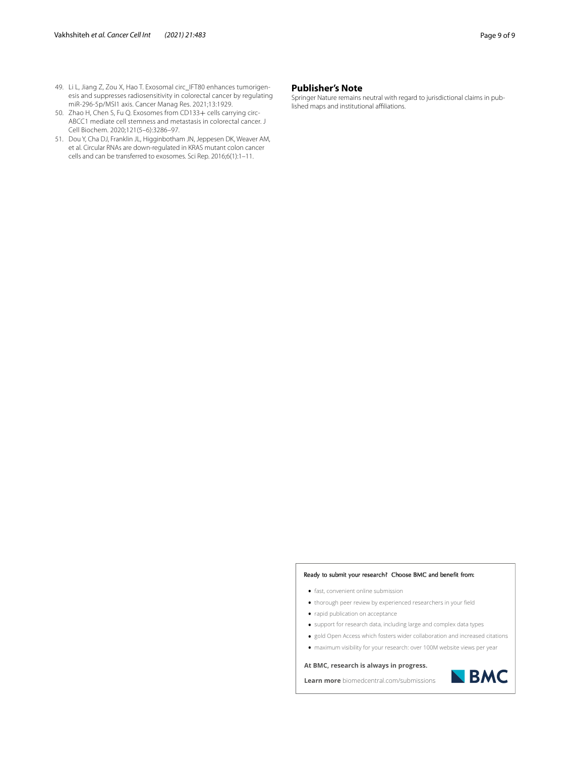49. Li L, Jiang Z, Zou X, Hao T. Exosomal circ_IFT80 enhances tumorigenesis and suppresses radiosensitivity in colorectal cancer by regulating miR-296-5p/MSI1 axis. Cancer Manag Res. 2021;13:1929.
50. Zhao H, Chen S, Fu Q. Exosomes from CD133+ cells carrying circ-ABCC1 mediate cell stemness and metastasis in colorectal cancer. J Cell Biochem. 2020;121(5–6):3286–97.
51. Dou Y, Cha DJ, Franklin JL, Higginbotham JN, Jeppesen DK, Weaver AM, et al. Circular RNAs are down-regulated in KRAS mutant colon cancer cells and can be transferred to exosomes. Sci Rep. 2016;6(1):1–11.

## Publisher's Note

Springer Nature remains neutral with regard to jurisdictional claims in published maps and institutional affiliations.

Ready to submit your research? Choose BMC and benefit from:

- fast, convenient online submission
- thorough peer review by experienced researchers in your field
- rapid publication on acceptance
- support for research data, including large and complex data types
- gold Open Access which fosters wider collaboration and increased citations
- maximum visibility for your research: over 100M website views per year

**At BMC, research is always in progress.**

**Learn more** biomedcentral.com/submissions

BMC